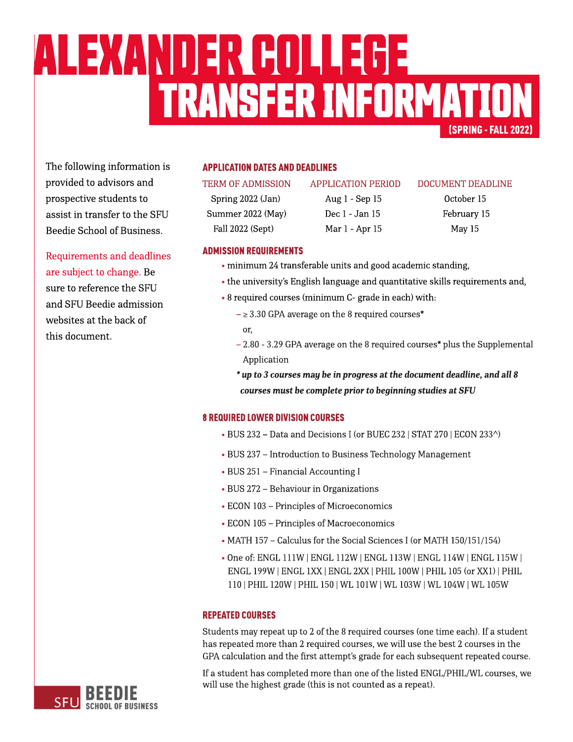# ALEXANDER COLLEGE TRANSFER INFORMATION

(SPRING - FALL 2022)

The following information is provided to advisors and prospective students to assist in transfer to the SFU Beedie School of Business.

Requirements and deadlines are subject to change. Be sure to reference the SFU and SFU Beedie admission websites at the back of this document.

## APPLICATION DATES AND DEADLINES

| TERM OF ADMISSION | APPLICATION PERIOD | DOCUMENT DEADLINE |
| --- | --- | --- |
| Spring 2022 (Jan) | Aug 1 - Sep 15 | October 15 |
| Summer 2022 (May) | Dec 1 - Jan 15 | February 15 |
| Fall 2022 (Sept) | Mar 1 - Apr 15 | May 15 |

## ADMISSION REQUIREMENTS

- minimum 24 transferable units and good academic standing,
- the university's English language and quantitative skills requirements and,
- 8 required courses (minimum C- grade in each) with:
  - ≥ 3.30 GPA average on the 8 required courses*

    or,
  - 2.80 - 3.29 GPA average on the 8 required courses* plus the Supplemental Application

  ***up to 3 courses may be in progress at the document deadline, and all 8 courses must be complete prior to beginning studies at SFU***

## 8 REQUIRED LOWER DIVISION COURSES

- BUS 232 – Data and Decisions I (or BUEC 232 | STAT 270 | ECON 233^)
- BUS 237 – Introduction to Business Technology Management
- BUS 251 – Financial Accounting I
- BUS 272 – Behaviour in Organizations
- ECON 103 – Principles of Microeconomics
- ECON 105 – Principles of Macroeconomics
- MATH 157 – Calculus for the Social Sciences I (or MATH 150/151/154)
- One of: ENGL 111W | ENGL 112W | ENGL 113W | ENGL 114W | ENGL 115W | ENGL 199W | ENGL 1XX | ENGL 2XX | PHIL 100W | PHIL 105 (or XX1) | PHIL 110 | PHIL 120W | PHIL 150 | WL 101W | WL 103W | WL 104W | WL 105W

## REPEATED COURSES

Students may repeat up to 2 of the 8 required courses (one time each). If a student has repeated more than 2 required courses, we will use the best 2 courses in the GPA calculation and the first attempt's grade for each subsequent repeated course.

If a student has completed more than one of the listed ENGL/PHIL/WL courses, we will use the highest grade (this is not counted as a repeat).

SFU BEEDIE SCHOOL OF BUSINESS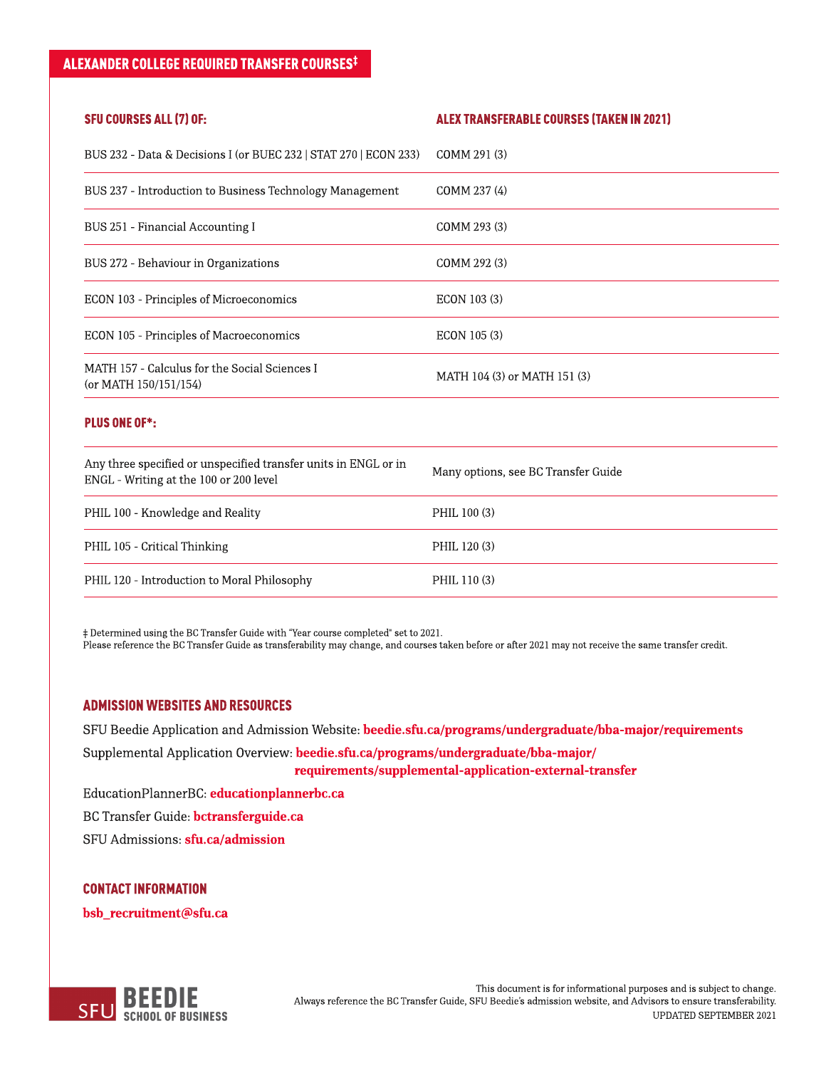## ALEXANDER COLLEGE REQUIRED TRANSFER COURSES‡

| SFU COURSES ALL (7) OF: | ALEX TRANSFERABLE COURSES (TAKEN IN 2021) |
|---|---|
| BUS 232 - Data & Decisions I (or BUEC 232 \| STAT 270 \| ECON 233) | COMM 291 (3) |
| BUS 237 - Introduction to Business Technology Management | COMM 237 (4) |
| BUS 251 - Financial Accounting I | COMM 293 (3) |
| BUS 272 - Behaviour in Organizations | COMM 292 (3) |
| ECON 103 - Principles of Microeconomics | ECON 103 (3) |
| ECON 105 - Principles of Macroeconomics | ECON 105 (3) |
| MATH 157 - Calculus for the Social Sciences I (or MATH 150/151/154) | MATH 104 (3) or MATH 151 (3) |
| **PLUS ONE OF*:** | |
| Any three specified or unspecified transfer units in ENGL or in ENGL - Writing at the 100 or 200 level | Many options, see BC Transfer Guide |
| PHIL 100 - Knowledge and Reality | PHIL 100 (3) |
| PHIL 105 - Critical Thinking | PHIL 120 (3) |
| PHIL 120 - Introduction to Moral Philosophy | PHIL 110 (3) |

‡ Determined using the BC Transfer Guide with "Year course completed" set to 2021.
Please reference the BC Transfer Guide as transferability may change, and courses taken before or after 2021 may not receive the same transfer credit.

### ADMISSION WEBSITES AND RESOURCES

SFU Beedie Application and Admission Website: **beedie.sfu.ca/programs/undergraduate/bba-major/requirements**

Supplemental Application Overview: **beedie.sfu.ca/programs/undergraduate/bba-major/requirements/supplemental-application-external-transfer**

EducationPlannerBC: **educationplannerbc.ca**

BC Transfer Guide: **bctransferguide.ca**

SFU Admissions: **sfu.ca/admission**

### CONTACT INFORMATION

**bsb_recruitment@sfu.ca**

SFU BEEDIE SCHOOL OF BUSINESS

This document is for informational purposes and is subject to change.
Always reference the BC Transfer Guide, SFU Beedie's admission website, and Advisors to ensure transferability.
UPDATED SEPTEMBER 2021